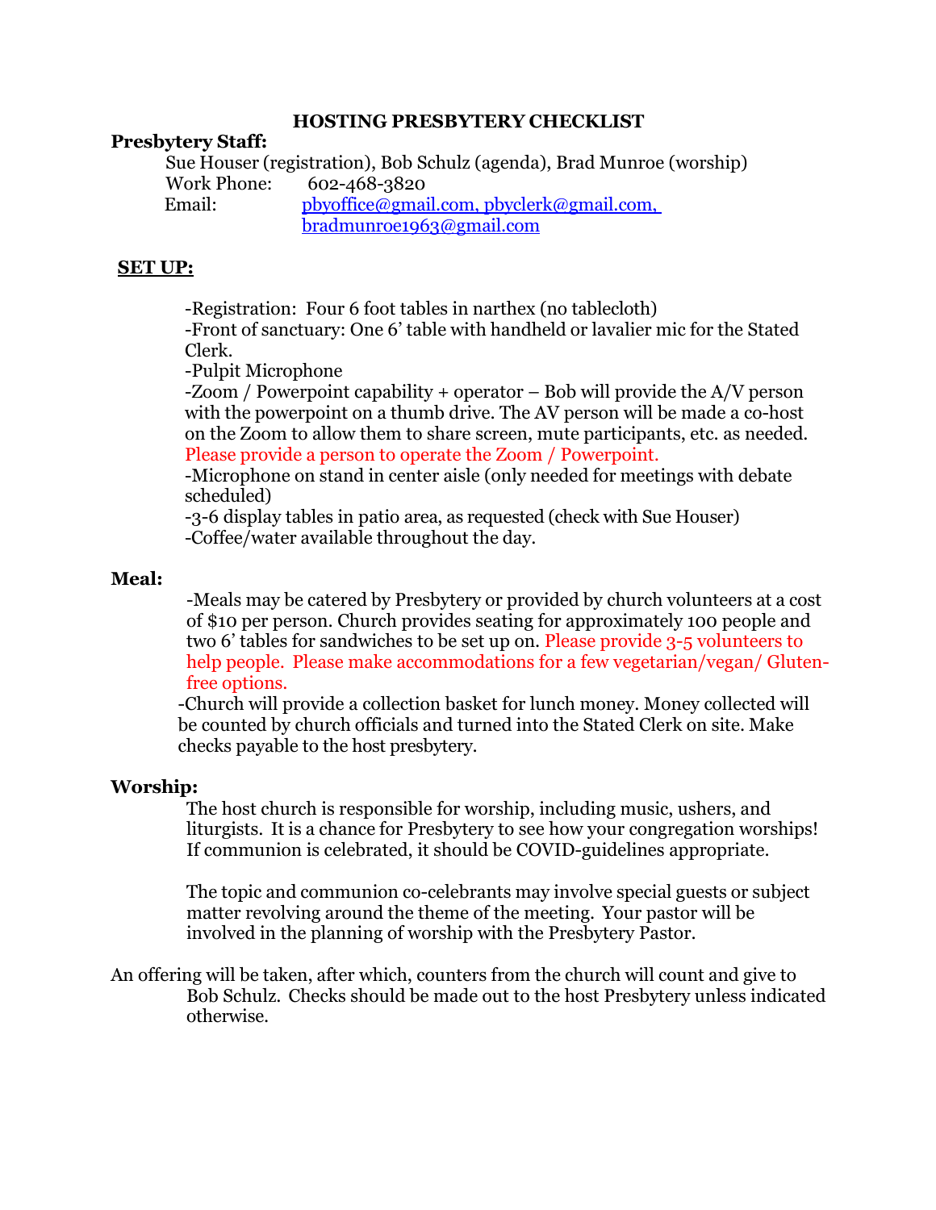# HOSTING PRESBYTERY CHECKLIST

**Presbytery Staff:**

Sue Houser (registration), Bob Schulz (agenda), Brad Munroe (worship)
Work Phone: 602-468-3820
Email: pbyoffice@gmail.com, pbyclerk@gmail.com, bradmunroe1963@gmail.com

## SET UP:

- -Registration: Four 6 foot tables in narthex (no tablecloth)
- -Front of sanctuary: One 6' table with handheld or lavalier mic for the Stated Clerk.
- -Pulpit Microphone
- -Zoom / Powerpoint capability + operator – Bob will provide the A/V person with the powerpoint on a thumb drive. The AV person will be made a co-host on the Zoom to allow them to share screen, mute participants, etc. as needed. Please provide a person to operate the Zoom / Powerpoint.
- -Microphone on stand in center aisle (only needed for meetings with debate scheduled)
- -3-6 display tables in patio area, as requested (check with Sue Houser)
- -Coffee/water available throughout the day.

**Meal:**

-Meals may be catered by Presbytery or provided by church volunteers at a cost of $10 per person. Church provides seating for approximately 100 people and two 6' tables for sandwiches to be set up on. Please provide 3-5 volunteers to help people. Please make accommodations for a few vegetarian/vegan/ Gluten-free options.

-Church will provide a collection basket for lunch money. Money collected will be counted by church officials and turned into the Stated Clerk on site. Make checks payable to the host presbytery.

**Worship:**

The host church is responsible for worship, including music, ushers, and liturgists. It is a chance for Presbytery to see how your congregation worships! If communion is celebrated, it should be COVID-guidelines appropriate.

The topic and communion co-celebrants may involve special guests or subject matter revolving around the theme of the meeting. Your pastor will be involved in the planning of worship with the Presbytery Pastor.

An offering will be taken, after which, counters from the church will count and give to Bob Schulz. Checks should be made out to the host Presbytery unless indicated otherwise.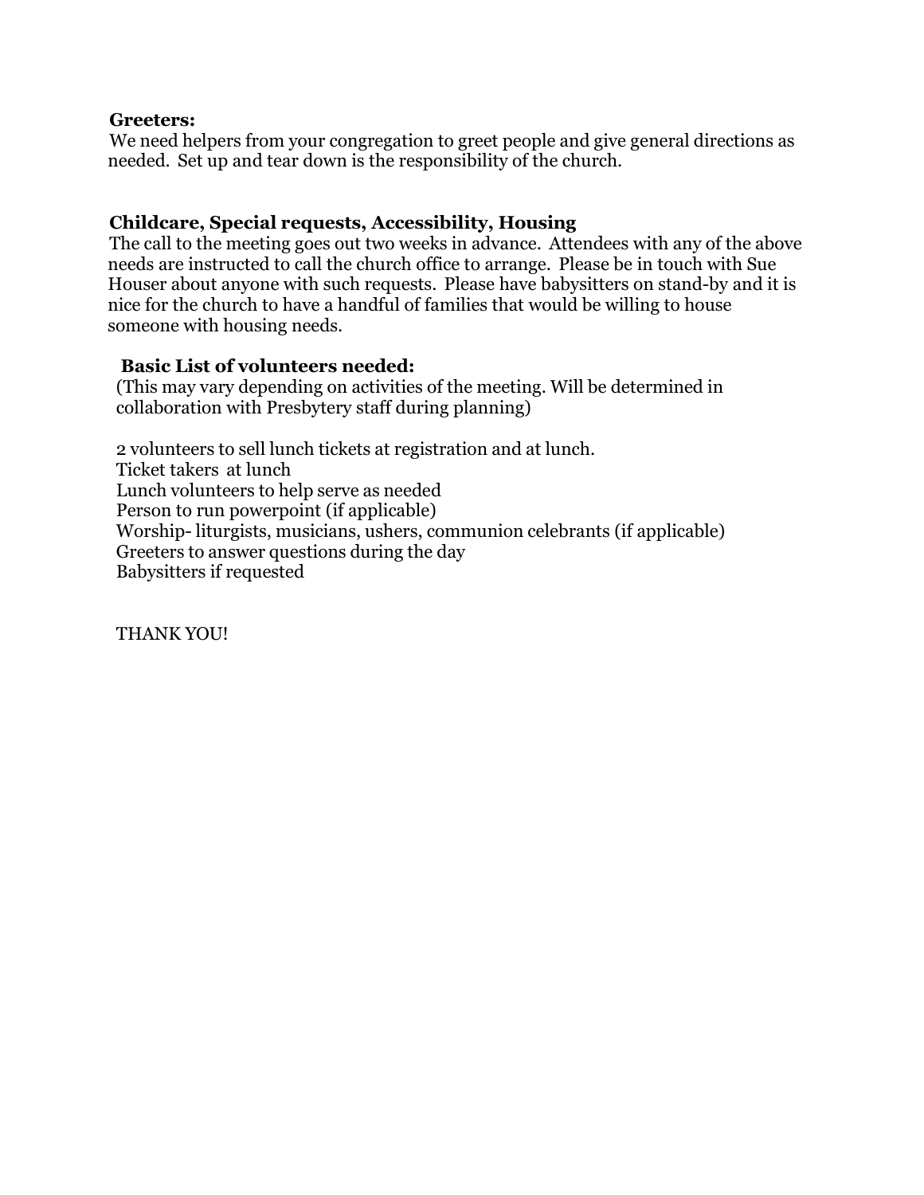**Greeters:**

We need helpers from your congregation to greet people and give general directions as needed. Set up and tear down is the responsibility of the church.

**Childcare, Special requests, Accessibility, Housing**

The call to the meeting goes out two weeks in advance. Attendees with any of the above needs are instructed to call the church office to arrange. Please be in touch with Sue Houser about anyone with such requests. Please have babysitters on stand-by and it is nice for the church to have a handful of families that would be willing to house someone with housing needs.

**Basic List of volunteers needed:**

(This may vary depending on activities of the meeting. Will be determined in collaboration with Presbytery staff during planning)

2 volunteers to sell lunch tickets at registration and at lunch.
Ticket takers at lunch
Lunch volunteers to help serve as needed
Person to run powerpoint (if applicable)
Worship- liturgists, musicians, ushers, communion celebrants (if applicable)
Greeters to answer questions during the day
Babysitters if requested

THANK YOU!